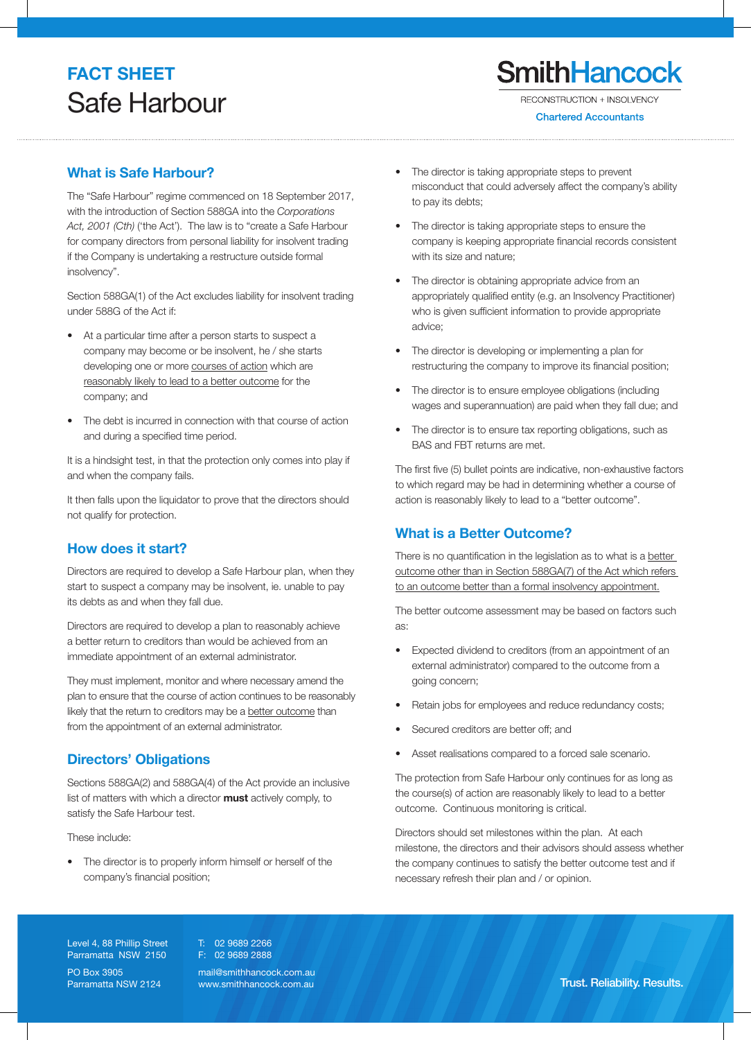# FACT SHEET
# Safe Harbour

**SmithHancock**
RECONSTRUCTION + INSOLVENCY
Chartered Accountants

## What is Safe Harbour?

The "Safe Harbour" regime commenced on 18 September 2017, with the introduction of Section 588GA into the *Corporations Act, 2001 (Cth)* ('the Act'). The law is to "create a Safe Harbour for company directors from personal liability for insolvent trading if the Company is undertaking a restructure outside formal insolvency".

Section 588GA(1) of the Act excludes liability for insolvent trading under 588G of the Act if:

- At a particular time after a person starts to suspect a company may become or be insolvent, he / she starts developing one or more courses of action which are reasonably likely to lead to a better outcome for the company; and
- The debt is incurred in connection with that course of action and during a specified time period.

It is a hindsight test, in that the protection only comes into play if and when the company fails.

It then falls upon the liquidator to prove that the directors should not qualify for protection.

## How does it start?

Directors are required to develop a Safe Harbour plan, when they start to suspect a company may be insolvent, ie. unable to pay its debts as and when they fall due.

Directors are required to develop a plan to reasonably achieve a better return to creditors than would be achieved from an immediate appointment of an external administrator.

They must implement, monitor and where necessary amend the plan to ensure that the course of action continues to be reasonably likely that the return to creditors may be a better outcome than from the appointment of an external administrator.

## Directors' Obligations

Sections 588GA(2) and 588GA(4) of the Act provide an inclusive list of matters with which a director **must** actively comply, to satisfy the Safe Harbour test.

These include:

- The director is to properly inform himself or herself of the company's financial position;
- The director is taking appropriate steps to prevent misconduct that could adversely affect the company's ability to pay its debts;
- The director is taking appropriate steps to ensure the company is keeping appropriate financial records consistent with its size and nature;
- The director is obtaining appropriate advice from an appropriately qualified entity (e.g. an Insolvency Practitioner) who is given sufficient information to provide appropriate advice;
- The director is developing or implementing a plan for restructuring the company to improve its financial position;
- The director is to ensure employee obligations (including wages and superannuation) are paid when they fall due; and
- The director is to ensure tax reporting obligations, such as BAS and FBT returns are met.

The first five (5) bullet points are indicative, non-exhaustive factors to which regard may be had in determining whether a course of action is reasonably likely to lead to a "better outcome".

## What is a Better Outcome?

There is no quantification in the legislation as to what is a better outcome other than in Section 588GA(7) of the Act which refers to an outcome better than a formal insolvency appointment.

The better outcome assessment may be based on factors such as:

- Expected dividend to creditors (from an appointment of an external administrator) compared to the outcome from a going concern;
- Retain jobs for employees and reduce redundancy costs;
- Secured creditors are better off; and
- Asset realisations compared to a forced sale scenario.

The protection from Safe Harbour only continues for as long as the course(s) of action are reasonably likely to lead to a better outcome. Continuous monitoring is critical.

Directors should set milestones within the plan. At each milestone, the directors and their advisors should assess whether the company continues to satisfy the better outcome test and if necessary refresh their plan and / or opinion.

Level 4, 88 Phillip Street
Parramatta NSW 2150

PO Box 3905
Parramatta NSW 2124

T: 02 9689 2266
F: 02 9689 2888

mail@smithhancock.com.au
www.smithhancock.com.au

Trust. Reliability. Results.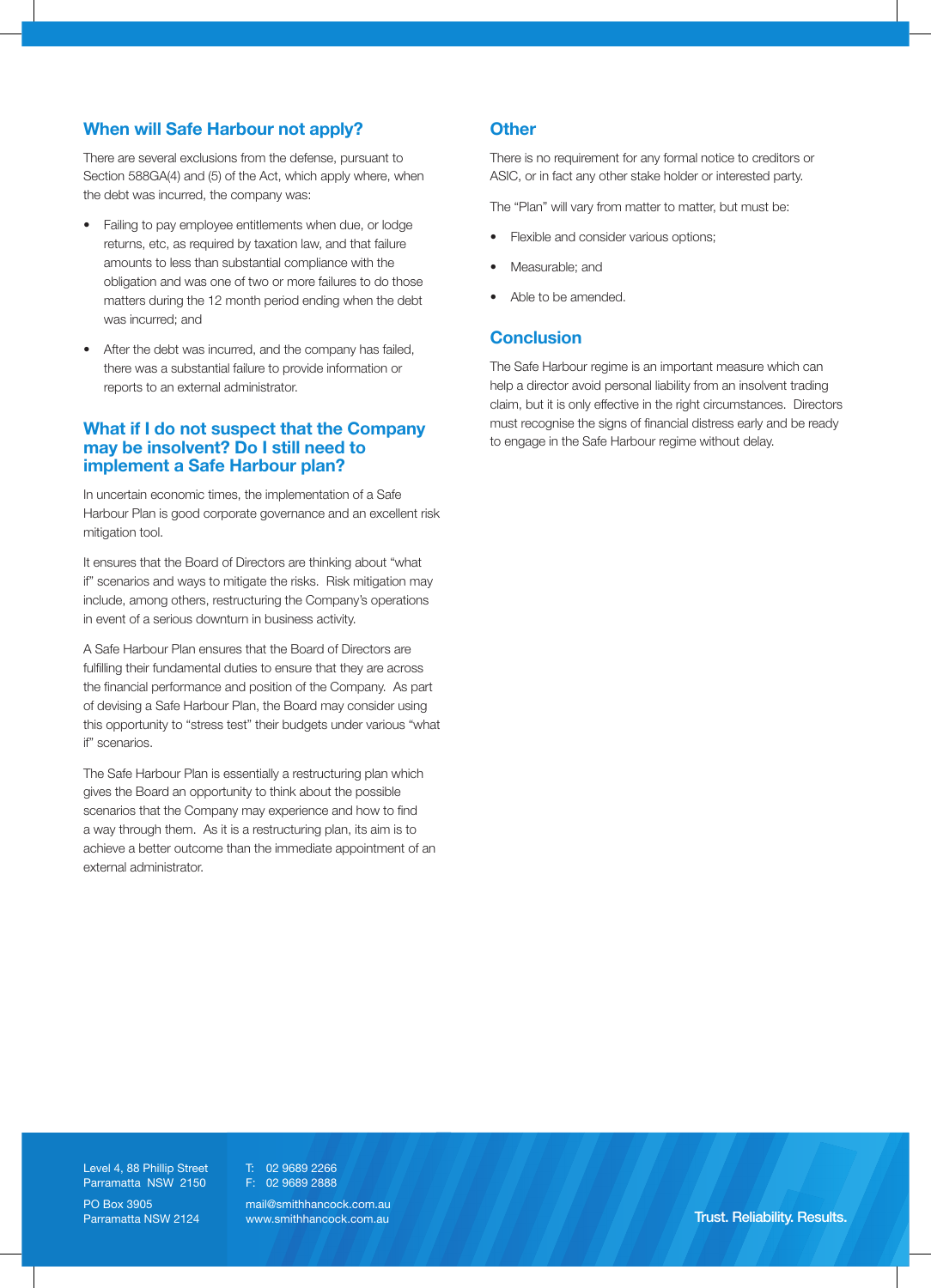## When will Safe Harbour not apply?

There are several exclusions from the defense, pursuant to Section 588GA(4) and (5) of the Act, which apply where, when the debt was incurred, the company was:

- Failing to pay employee entitlements when due, or lodge returns, etc, as required by taxation law, and that failure amounts to less than substantial compliance with the obligation and was one of two or more failures to do those matters during the 12 month period ending when the debt was incurred; and
- After the debt was incurred, and the company has failed, there was a substantial failure to provide information or reports to an external administrator.

## What if I do not suspect that the Company may be insolvent? Do I still need to implement a Safe Harbour plan?

In uncertain economic times, the implementation of a Safe Harbour Plan is good corporate governance and an excellent risk mitigation tool.

It ensures that the Board of Directors are thinking about "what if" scenarios and ways to mitigate the risks. Risk mitigation may include, among others, restructuring the Company's operations in event of a serious downturn in business activity.

A Safe Harbour Plan ensures that the Board of Directors are fulfilling their fundamental duties to ensure that they are across the financial performance and position of the Company. As part of devising a Safe Harbour Plan, the Board may consider using this opportunity to "stress test" their budgets under various "what if" scenarios.

The Safe Harbour Plan is essentially a restructuring plan which gives the Board an opportunity to think about the possible scenarios that the Company may experience and how to find a way through them. As it is a restructuring plan, its aim is to achieve a better outcome than the immediate appointment of an external administrator.

## Other

There is no requirement for any formal notice to creditors or ASIC, or in fact any other stake holder or interested party.

The "Plan" will vary from matter to matter, but must be:

- Flexible and consider various options;
- Measurable; and
- Able to be amended.

## Conclusion

The Safe Harbour regime is an important measure which can help a director avoid personal liability from an insolvent trading claim, but it is only effective in the right circumstances. Directors must recognise the signs of financial distress early and be ready to engage in the Safe Harbour regime without delay.

Level 4, 88 Phillip Street
Parramatta NSW 2150

PO Box 3905
Parramatta NSW 2124

T: 02 9689 2266
F: 02 9689 2888

mail@smithhancock.com.au
www.smithhancock.com.au

Trust. Reliability. Results.